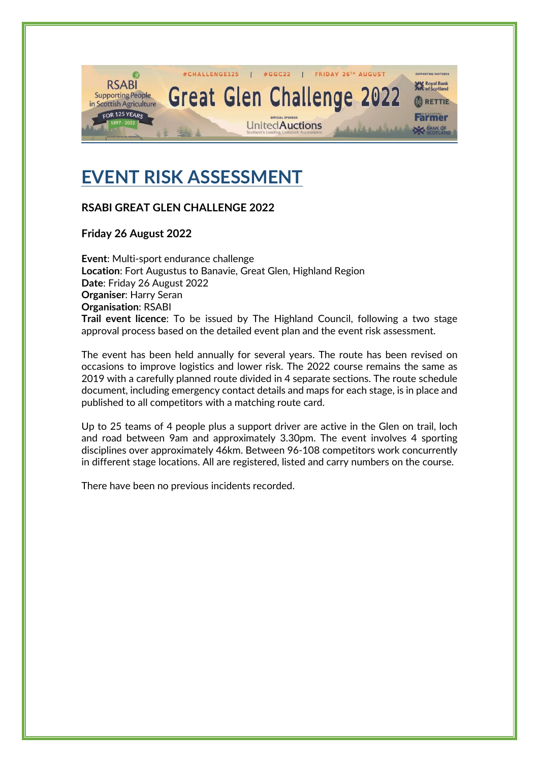# EVENT RISK ASSESSMENT

**RSABI GREAT GLEN CHALLENGE 2022**

**Friday 26 August 2022**

**Event**: Multi-sport endurance challenge
**Location**: Fort Augustus to Banavie, Great Glen, Highland Region
**Date**: Friday 26 August 2022
**Organiser**: Harry Seran
**Organisation**: RSABI
**Trail event licence**: To be issued by The Highland Council, following a two stage approval process based on the detailed event plan and the event risk assessment.

The event has been held annually for several years. The route has been revised on occasions to improve logistics and lower risk. The 2022 course remains the same as 2019 with a carefully planned route divided in 4 separate sections. The route schedule document, including emergency contact details and maps for each stage, is in place and published to all competitors with a matching route card.

Up to 25 teams of 4 people plus a support driver are active in the Glen on trail, loch and road between 9am and approximately 3.30pm. The event involves 4 sporting disciplines over approximately 46km. Between 96-108 competitors work concurrently in different stage locations. All are registered, listed and carry numbers on the course.

There have been no previous incidents recorded.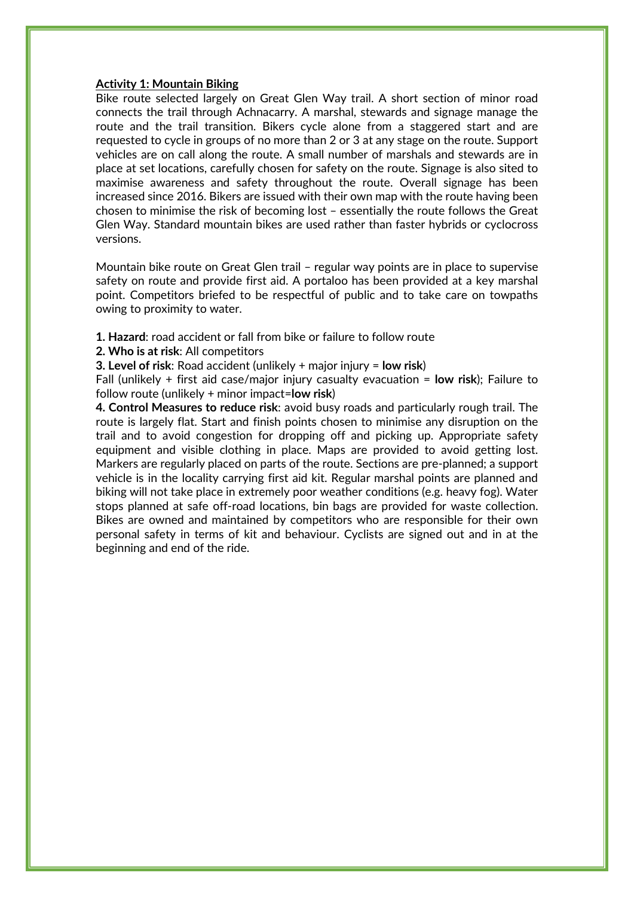**Activity 1: Mountain Biking**

Bike route selected largely on Great Glen Way trail. A short section of minor road connects the trail through Achnacarry. A marshal, stewards and signage manage the route and the trail transition. Bikers cycle alone from a staggered start and are requested to cycle in groups of no more than 2 or 3 at any stage on the route. Support vehicles are on call along the route. A small number of marshals and stewards are in place at set locations, carefully chosen for safety on the route. Signage is also sited to maximise awareness and safety throughout the route. Overall signage has been increased since 2016. Bikers are issued with their own map with the route having been chosen to minimise the risk of becoming lost – essentially the route follows the Great Glen Way. Standard mountain bikes are used rather than faster hybrids or cyclocross versions.

Mountain bike route on Great Glen trail – regular way points are in place to supervise safety on route and provide first aid. A portaloo has been provided at a key marshal point. Competitors briefed to be respectful of public and to take care on towpaths owing to proximity to water.

**1. Hazard**: road accident or fall from bike or failure to follow route

**2. Who is at risk**: All competitors

**3. Level of risk**: Road accident (unlikely + major injury = **low risk**)

Fall (unlikely + first aid case/major injury casualty evacuation = **low risk**); Failure to follow route (unlikely + minor impact=**low risk**)

**4. Control Measures to reduce risk**: avoid busy roads and particularly rough trail. The route is largely flat. Start and finish points chosen to minimise any disruption on the trail and to avoid congestion for dropping off and picking up. Appropriate safety equipment and visible clothing in place. Maps are provided to avoid getting lost. Markers are regularly placed on parts of the route. Sections are pre-planned; a support vehicle is in the locality carrying first aid kit. Regular marshal points are planned and biking will not take place in extremely poor weather conditions (e.g. heavy fog). Water stops planned at safe off-road locations, bin bags are provided for waste collection. Bikes are owned and maintained by competitors who are responsible for their own personal safety in terms of kit and behaviour. Cyclists are signed out and in at the beginning and end of the ride.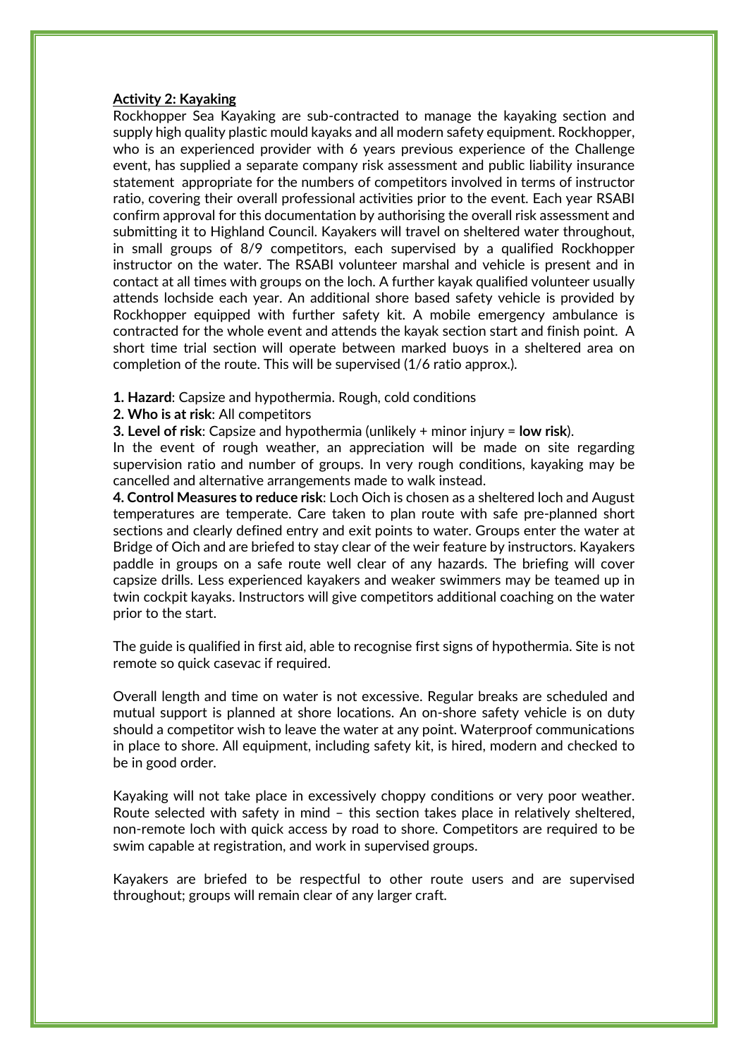**Activity 2: Kayaking**

Rockhopper Sea Kayaking are sub-contracted to manage the kayaking section and supply high quality plastic mould kayaks and all modern safety equipment. Rockhopper, who is an experienced provider with 6 years previous experience of the Challenge event, has supplied a separate company risk assessment and public liability insurance statement appropriate for the numbers of competitors involved in terms of instructor ratio, covering their overall professional activities prior to the event. Each year RSABI confirm approval for this documentation by authorising the overall risk assessment and submitting it to Highland Council. Kayakers will travel on sheltered water throughout, in small groups of 8/9 competitors, each supervised by a qualified Rockhopper instructor on the water. The RSABI volunteer marshal and vehicle is present and in contact at all times with groups on the loch. A further kayak qualified volunteer usually attends lochside each year. An additional shore based safety vehicle is provided by Rockhopper equipped with further safety kit. A mobile emergency ambulance is contracted for the whole event and attends the kayak section start and finish point. A short time trial section will operate between marked buoys in a sheltered area on completion of the route. This will be supervised (1/6 ratio approx.).

**1. Hazard**: Capsize and hypothermia. Rough, cold conditions

**2. Who is at risk**: All competitors

**3. Level of risk**: Capsize and hypothermia (unlikely + minor injury = **low risk**).

In the event of rough weather, an appreciation will be made on site regarding supervision ratio and number of groups. In very rough conditions, kayaking may be cancelled and alternative arrangements made to walk instead.

**4. Control Measures to reduce risk**: Loch Oich is chosen as a sheltered loch and August temperatures are temperate. Care taken to plan route with safe pre-planned short sections and clearly defined entry and exit points to water. Groups enter the water at Bridge of Oich and are briefed to stay clear of the weir feature by instructors. Kayakers paddle in groups on a safe route well clear of any hazards. The briefing will cover capsize drills. Less experienced kayakers and weaker swimmers may be teamed up in twin cockpit kayaks. Instructors will give competitors additional coaching on the water prior to the start.

The guide is qualified in first aid, able to recognise first signs of hypothermia. Site is not remote so quick casevac if required.

Overall length and time on water is not excessive. Regular breaks are scheduled and mutual support is planned at shore locations. An on-shore safety vehicle is on duty should a competitor wish to leave the water at any point. Waterproof communications in place to shore. All equipment, including safety kit, is hired, modern and checked to be in good order.

Kayaking will not take place in excessively choppy conditions or very poor weather. Route selected with safety in mind – this section takes place in relatively sheltered, non-remote loch with quick access by road to shore. Competitors are required to be swim capable at registration, and work in supervised groups.

Kayakers are briefed to be respectful to other route users and are supervised throughout; groups will remain clear of any larger craft.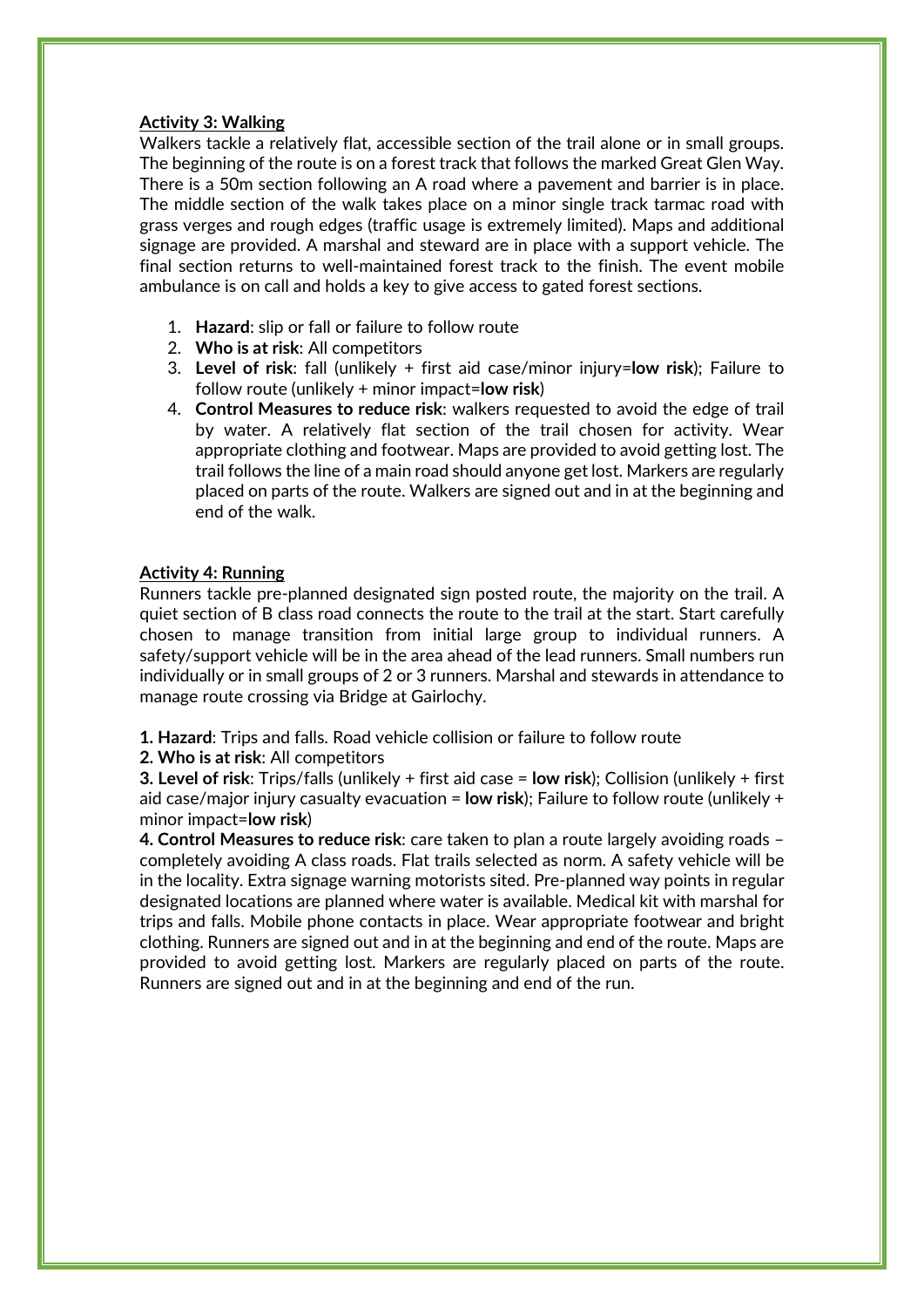**Activity 3: Walking**

Walkers tackle a relatively flat, accessible section of the trail alone or in small groups. The beginning of the route is on a forest track that follows the marked Great Glen Way. There is a 50m section following an A road where a pavement and barrier is in place. The middle section of the walk takes place on a minor single track tarmac road with grass verges and rough edges (traffic usage is extremely limited). Maps and additional signage are provided. A marshal and steward are in place with a support vehicle. The final section returns to well-maintained forest track to the finish. The event mobile ambulance is on call and holds a key to give access to gated forest sections.

1. **Hazard**: slip or fall or failure to follow route
2. **Who is at risk**: All competitors
3. **Level of risk**: fall (unlikely + first aid case/minor injury=**low risk**); Failure to follow route (unlikely + minor impact=**low risk**)
4. **Control Measures to reduce risk**: walkers requested to avoid the edge of trail by water. A relatively flat section of the trail chosen for activity. Wear appropriate clothing and footwear. Maps are provided to avoid getting lost. The trail follows the line of a main road should anyone get lost. Markers are regularly placed on parts of the route. Walkers are signed out and in at the beginning and end of the walk.

**Activity 4: Running**

Runners tackle pre-planned designated sign posted route, the majority on the trail. A quiet section of B class road connects the route to the trail at the start. Start carefully chosen to manage transition from initial large group to individual runners. A safety/support vehicle will be in the area ahead of the lead runners. Small numbers run individually or in small groups of 2 or 3 runners. Marshal and stewards in attendance to manage route crossing via Bridge at Gairlochy.

**1. Hazard**: Trips and falls. Road vehicle collision or failure to follow route

**2. Who is at risk**: All competitors

**3. Level of risk**: Trips/falls (unlikely + first aid case = **low risk**); Collision (unlikely + first aid case/major injury casualty evacuation = **low risk**); Failure to follow route (unlikely + minor impact=**low risk**)

**4. Control Measures to reduce risk**: care taken to plan a route largely avoiding roads – completely avoiding A class roads. Flat trails selected as norm. A safety vehicle will be in the locality. Extra signage warning motorists sited. Pre-planned way points in regular designated locations are planned where water is available. Medical kit with marshal for trips and falls. Mobile phone contacts in place. Wear appropriate footwear and bright clothing. Runners are signed out and in at the beginning and end of the route. Maps are provided to avoid getting lost. Markers are regularly placed on parts of the route. Runners are signed out and in at the beginning and end of the run.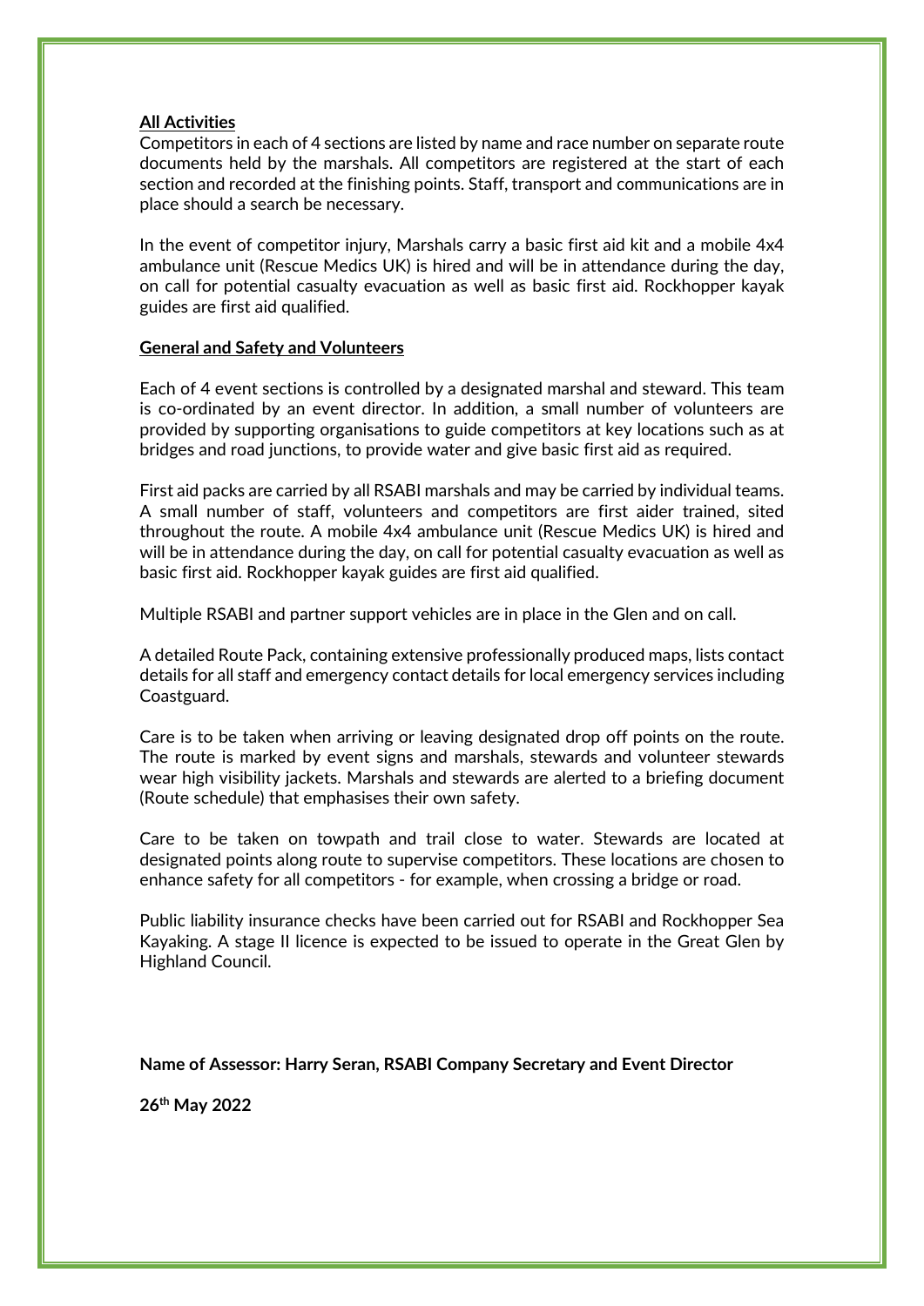**All Activities**

Competitors in each of 4 sections are listed by name and race number on separate route documents held by the marshals. All competitors are registered at the start of each section and recorded at the finishing points. Staff, transport and communications are in place should a search be necessary.

In the event of competitor injury, Marshals carry a basic first aid kit and a mobile 4x4 ambulance unit (Rescue Medics UK) is hired and will be in attendance during the day, on call for potential casualty evacuation as well as basic first aid. Rockhopper kayak guides are first aid qualified.

**General and Safety and Volunteers**

Each of 4 event sections is controlled by a designated marshal and steward. This team is co-ordinated by an event director. In addition, a small number of volunteers are provided by supporting organisations to guide competitors at key locations such as at bridges and road junctions, to provide water and give basic first aid as required.

First aid packs are carried by all RSABI marshals and may be carried by individual teams. A small number of staff, volunteers and competitors are first aider trained, sited throughout the route. A mobile 4x4 ambulance unit (Rescue Medics UK) is hired and will be in attendance during the day, on call for potential casualty evacuation as well as basic first aid. Rockhopper kayak guides are first aid qualified.

Multiple RSABI and partner support vehicles are in place in the Glen and on call.

A detailed Route Pack, containing extensive professionally produced maps, lists contact details for all staff and emergency contact details for local emergency services including Coastguard.

Care is to be taken when arriving or leaving designated drop off points on the route. The route is marked by event signs and marshals, stewards and volunteer stewards wear high visibility jackets. Marshals and stewards are alerted to a briefing document (Route schedule) that emphasises their own safety.

Care to be taken on towpath and trail close to water. Stewards are located at designated points along route to supervise competitors. These locations are chosen to enhance safety for all competitors - for example, when crossing a bridge or road.

Public liability insurance checks have been carried out for RSABI and Rockhopper Sea Kayaking. A stage II licence is expected to be issued to operate in the Great Glen by Highland Council.

**Name of Assessor: Harry Seran, RSABI Company Secretary and Event Director**

**26th May 2022**